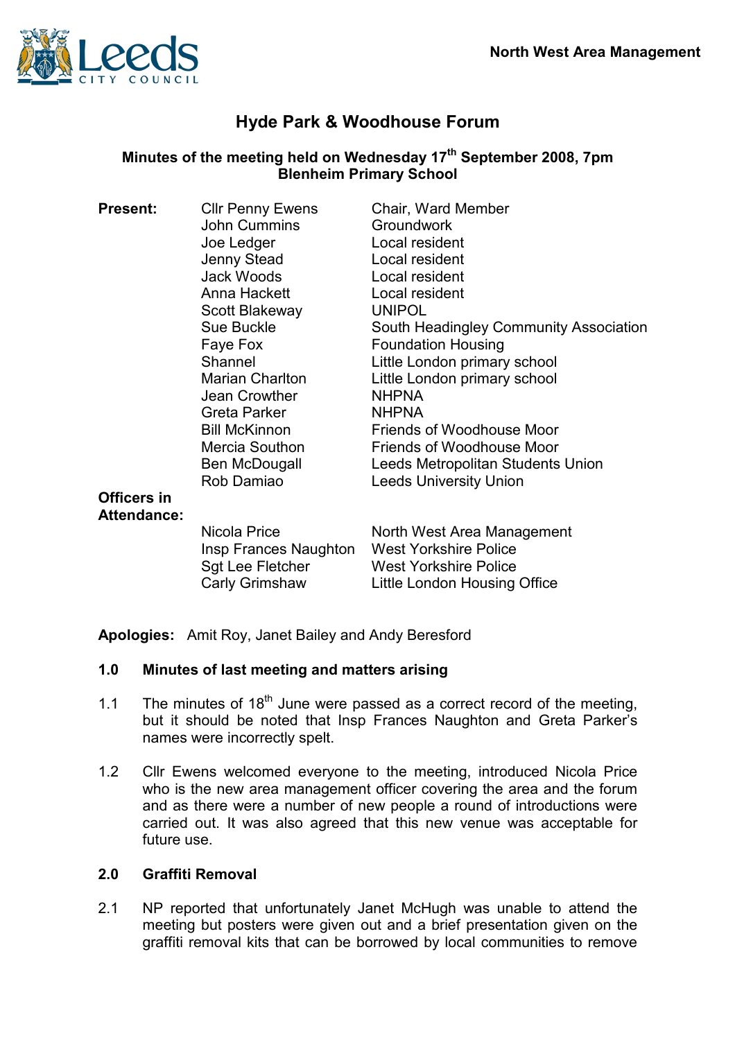North West Area Management

# Hyde Park & Woodhouse Forum

**Minutes of the meeting held on Wednesday 17th September 2008, 7pm**
**Blenheim Primary School**

| **Present:** | Cllr Penny Ewens | Chair, Ward Member |
|---|---|---|
| | John Cummins | Groundwork |
| | Joe Ledger | Local resident |
| | Jenny Stead | Local resident |
| | Jack Woods | Local resident |
| | Anna Hackett | Local resident |
| | Scott Blakeway | UNIPOL |
| | Sue Buckle | South Headingley Community Association |
| | Faye Fox | Foundation Housing |
| | Shannel | Little London primary school |
| | Marian Charlton | Little London primary school |
| | Jean Crowther | NHPNA |
| | Greta Parker | NHPNA |
| | Bill McKinnon | Friends of Woodhouse Moor |
| | Mercia Southon | Friends of Woodhouse Moor |
| | Ben McDougall | Leeds Metropolitan Students Union |
| | Rob Damiao | Leeds University Union |
| **Officers in Attendance:** | | |
| | Nicola Price | North West Area Management |
| | Insp Frances Naughton | West Yorkshire Police |
| | Sgt Lee Fletcher | West Yorkshire Police |
| | Carly Grimshaw | Little London Housing Office |

**Apologies:** Amit Roy, Janet Bailey and Andy Beresford

## 1.0 Minutes of last meeting and matters arising

1.1 The minutes of 18th June were passed as a correct record of the meeting, but it should be noted that Insp Frances Naughton and Greta Parker's names were incorrectly spelt.

1.2 Cllr Ewens welcomed everyone to the meeting, introduced Nicola Price who is the new area management officer covering the area and the forum and as there were a number of new people a round of introductions were carried out. It was also agreed that this new venue was acceptable for future use.

## 2.0 Graffiti Removal

2.1 NP reported that unfortunately Janet McHugh was unable to attend the meeting but posters were given out and a brief presentation given on the graffiti removal kits that can be borrowed by local communities to remove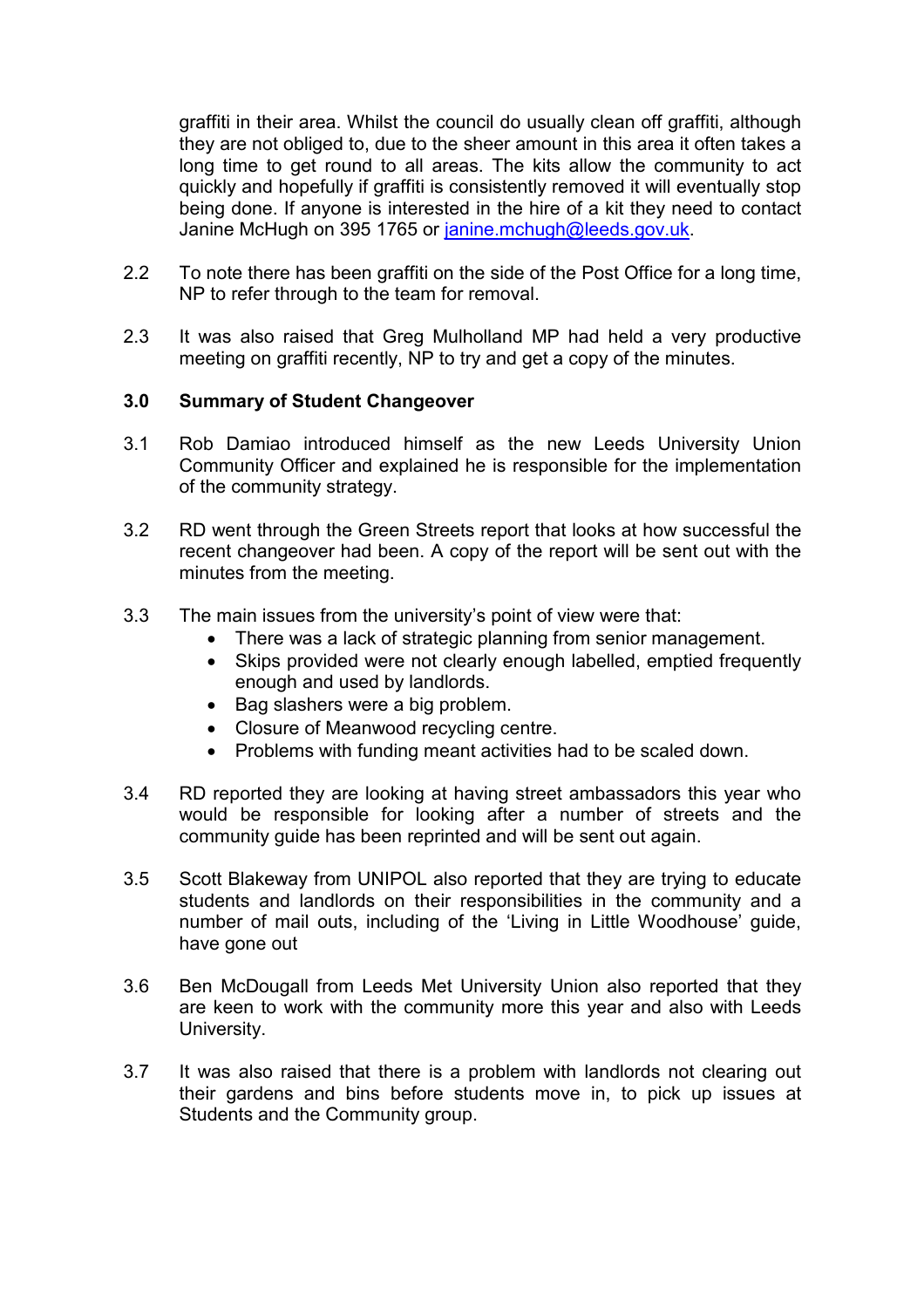graffiti in their area. Whilst the council do usually clean off graffiti, although they are not obliged to, due to the sheer amount in this area it often takes a long time to get round to all areas. The kits allow the community to act quickly and hopefully if graffiti is consistently removed it will eventually stop being done. If anyone is interested in the hire of a kit they need to contact Janine McHugh on 395 1765 or janine.mchugh@leeds.gov.uk.

2.2 To note there has been graffiti on the side of the Post Office for a long time, NP to refer through to the team for removal.

2.3 It was also raised that Greg Mulholland MP had held a very productive meeting on graffiti recently, NP to try and get a copy of the minutes.

**3.0 Summary of Student Changeover**

3.1 Rob Damiao introduced himself as the new Leeds University Union Community Officer and explained he is responsible for the implementation of the community strategy.

3.2 RD went through the Green Streets report that looks at how successful the recent changeover had been. A copy of the report will be sent out with the minutes from the meeting.

3.3 The main issues from the university's point of view were that:

- There was a lack of strategic planning from senior management.
- Skips provided were not clearly enough labelled, emptied frequently enough and used by landlords.
- Bag slashers were a big problem.
- Closure of Meanwood recycling centre.
- Problems with funding meant activities had to be scaled down.

3.4 RD reported they are looking at having street ambassadors this year who would be responsible for looking after a number of streets and the community guide has been reprinted and will be sent out again.

3.5 Scott Blakeway from UNIPOL also reported that they are trying to educate students and landlords on their responsibilities in the community and a number of mail outs, including of the 'Living in Little Woodhouse' guide, have gone out

3.6 Ben McDougall from Leeds Met University Union also reported that they are keen to work with the community more this year and also with Leeds University.

3.7 It was also raised that there is a problem with landlords not clearing out their gardens and bins before students move in, to pick up issues at Students and the Community group.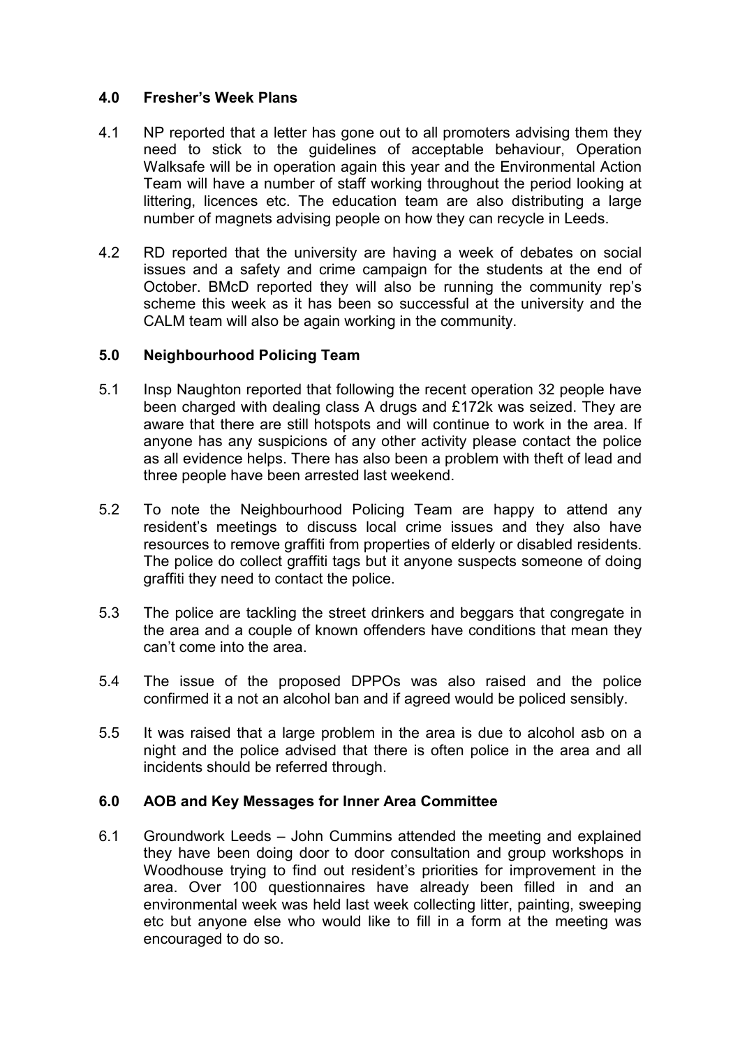## 4.0 Fresher's Week Plans

4.1 NP reported that a letter has gone out to all promoters advising them they need to stick to the guidelines of acceptable behaviour, Operation Walksafe will be in operation again this year and the Environmental Action Team will have a number of staff working throughout the period looking at littering, licences etc. The education team are also distributing a large number of magnets advising people on how they can recycle in Leeds.

4.2 RD reported that the university are having a week of debates on social issues and a safety and crime campaign for the students at the end of October. BMcD reported they will also be running the community rep's scheme this week as it has been so successful at the university and the CALM team will also be again working in the community.

## 5.0 Neighbourhood Policing Team

5.1 Insp Naughton reported that following the recent operation 32 people have been charged with dealing class A drugs and £172k was seized. They are aware that there are still hotspots and will continue to work in the area. If anyone has any suspicions of any other activity please contact the police as all evidence helps. There has also been a problem with theft of lead and three people have been arrested last weekend.

5.2 To note the Neighbourhood Policing Team are happy to attend any resident's meetings to discuss local crime issues and they also have resources to remove graffiti from properties of elderly or disabled residents. The police do collect graffiti tags but it anyone suspects someone of doing graffiti they need to contact the police.

5.3 The police are tackling the street drinkers and beggars that congregate in the area and a couple of known offenders have conditions that mean they can't come into the area.

5.4 The issue of the proposed DPPOs was also raised and the police confirmed it a not an alcohol ban and if agreed would be policed sensibly.

5.5 It was raised that a large problem in the area is due to alcohol asb on a night and the police advised that there is often police in the area and all incidents should be referred through.

## 6.0 AOB and Key Messages for Inner Area Committee

6.1 Groundwork Leeds – John Cummins attended the meeting and explained they have been doing door to door consultation and group workshops in Woodhouse trying to find out resident's priorities for improvement in the area. Over 100 questionnaires have already been filled in and an environmental week was held last week collecting litter, painting, sweeping etc but anyone else who would like to fill in a form at the meeting was encouraged to do so.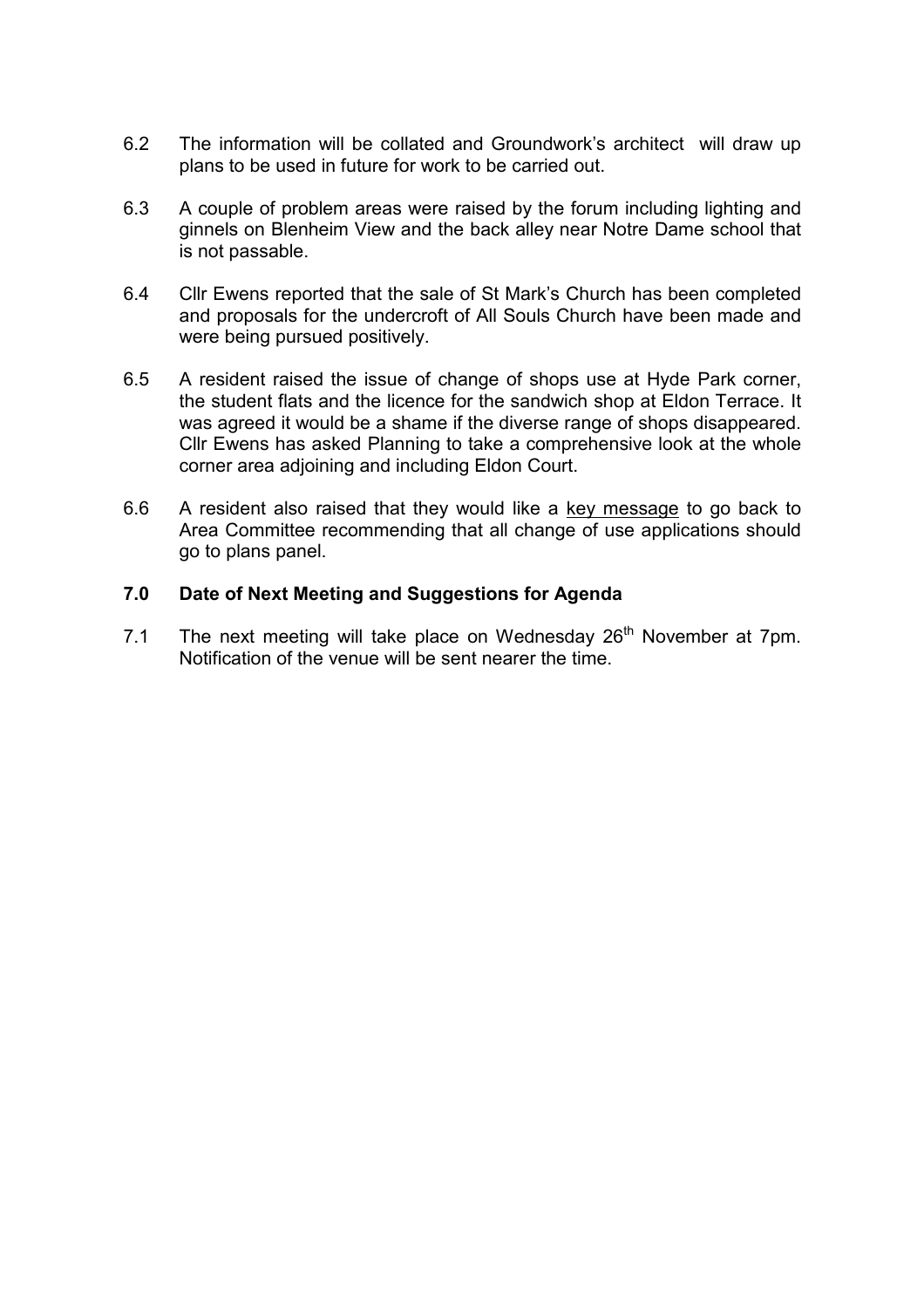6.2 The information will be collated and Groundwork's architect will draw up plans to be used in future for work to be carried out.

6.3 A couple of problem areas were raised by the forum including lighting and ginnels on Blenheim View and the back alley near Notre Dame school that is not passable.

6.4 Cllr Ewens reported that the sale of St Mark's Church has been completed and proposals for the undercroft of All Souls Church have been made and were being pursued positively.

6.5 A resident raised the issue of change of shops use at Hyde Park corner, the student flats and the licence for the sandwich shop at Eldon Terrace. It was agreed it would be a shame if the diverse range of shops disappeared. Cllr Ewens has asked Planning to take a comprehensive look at the whole corner area adjoining and including Eldon Court.

6.6 A resident also raised that they would like a key message to go back to Area Committee recommending that all change of use applications should go to plans panel.

### 7.0 Date of Next Meeting and Suggestions for Agenda

7.1 The next meeting will take place on Wednesday 26th November at 7pm. Notification of the venue will be sent nearer the time.